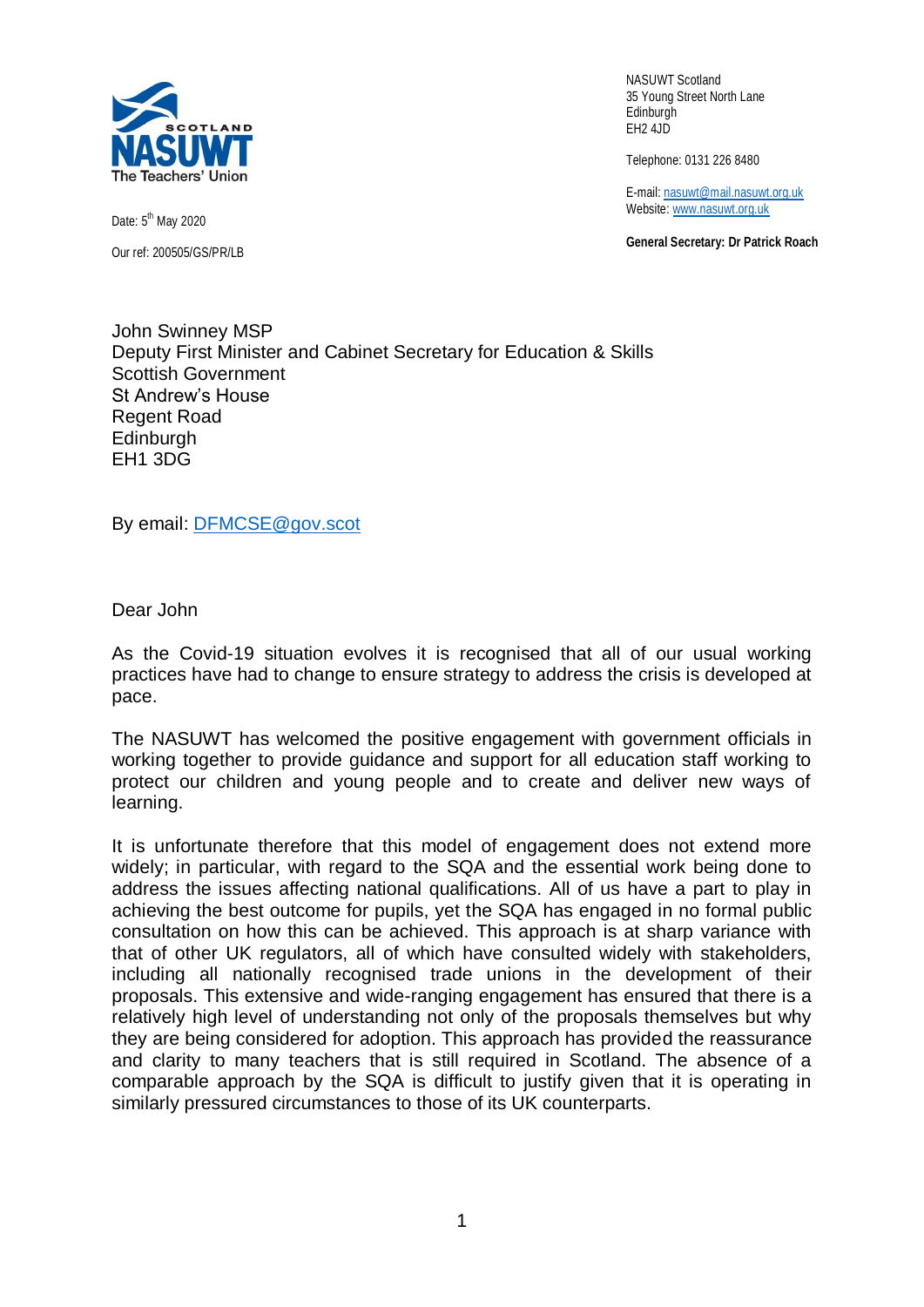SCOTLAND
NASUWT
The Teachers' Union

NASUWT Scotland
35 Young Street North Lane
Edinburgh
EH2 4JD

Telephone: 0131 226 8480

E-mail: nasuwt@mail.nasuwt.org.uk
Website: www.nasuwt.org.uk

**General Secretary: Dr Patrick Roach**

Date: 5th May 2020

Our ref: 200505/GS/PR/LB

John Swinney MSP
Deputy First Minister and Cabinet Secretary for Education & Skills
Scottish Government
St Andrew's House
Regent Road
Edinburgh
EH1 3DG

By email: DFMCSE@gov.scot

Dear John

As the Covid-19 situation evolves it is recognised that all of our usual working practices have had to change to ensure strategy to address the crisis is developed at pace.

The NASUWT has welcomed the positive engagement with government officials in working together to provide guidance and support for all education staff working to protect our children and young people and to create and deliver new ways of learning.

It is unfortunate therefore that this model of engagement does not extend more widely; in particular, with regard to the SQA and the essential work being done to address the issues affecting national qualifications. All of us have a part to play in achieving the best outcome for pupils, yet the SQA has engaged in no formal public consultation on how this can be achieved. This approach is at sharp variance with that of other UK regulators, all of which have consulted widely with stakeholders, including all nationally recognised trade unions in the development of their proposals. This extensive and wide-ranging engagement has ensured that there is a relatively high level of understanding not only of the proposals themselves but why they are being considered for adoption. This approach has provided the reassurance and clarity to many teachers that is still required in Scotland. The absence of a comparable approach by the SQA is difficult to justify given that it is operating in similarly pressured circumstances to those of its UK counterparts.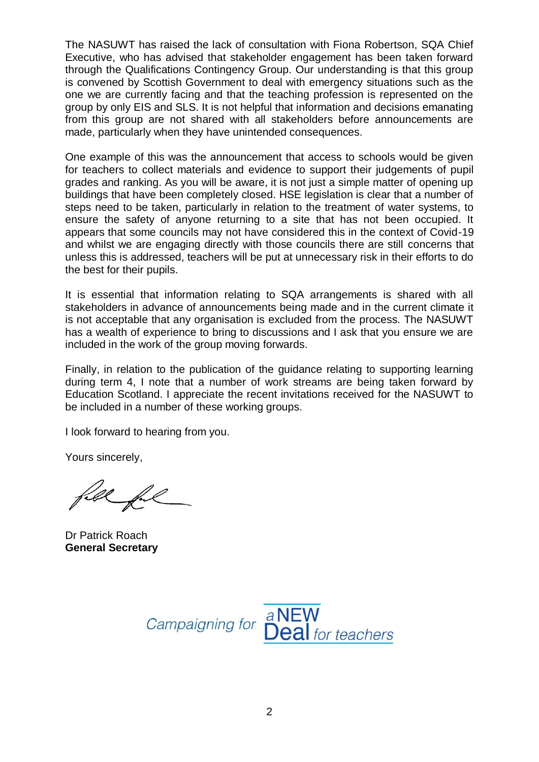The NASUWT has raised the lack of consultation with Fiona Robertson, SQA Chief Executive, who has advised that stakeholder engagement has been taken forward through the Qualifications Contingency Group. Our understanding is that this group is convened by Scottish Government to deal with emergency situations such as the one we are currently facing and that the teaching profession is represented on the group by only EIS and SLS. It is not helpful that information and decisions emanating from this group are not shared with all stakeholders before announcements are made, particularly when they have unintended consequences.

One example of this was the announcement that access to schools would be given for teachers to collect materials and evidence to support their judgements of pupil grades and ranking. As you will be aware, it is not just a simple matter of opening up buildings that have been completely closed. HSE legislation is clear that a number of steps need to be taken, particularly in relation to the treatment of water systems, to ensure the safety of anyone returning to a site that has not been occupied. It appears that some councils may not have considered this in the context of Covid-19 and whilst we are engaging directly with those councils there are still concerns that unless this is addressed, teachers will be put at unnecessary risk in their efforts to do the best for their pupils.

It is essential that information relating to SQA arrangements is shared with all stakeholders in advance of announcements being made and in the current climate it is not acceptable that any organisation is excluded from the process. The NASUWT has a wealth of experience to bring to discussions and I ask that you ensure we are included in the work of the group moving forwards.

Finally, in relation to the publication of the guidance relating to supporting learning during term 4, I note that a number of work streams are being taken forward by Education Scotland. I appreciate the recent invitations received for the NASUWT to be included in a number of these working groups.

I look forward to hearing from you.

Yours sincerely,

Dr Patrick Roach
**General Secretary**

*Campaigning for a NEW Deal for teachers*